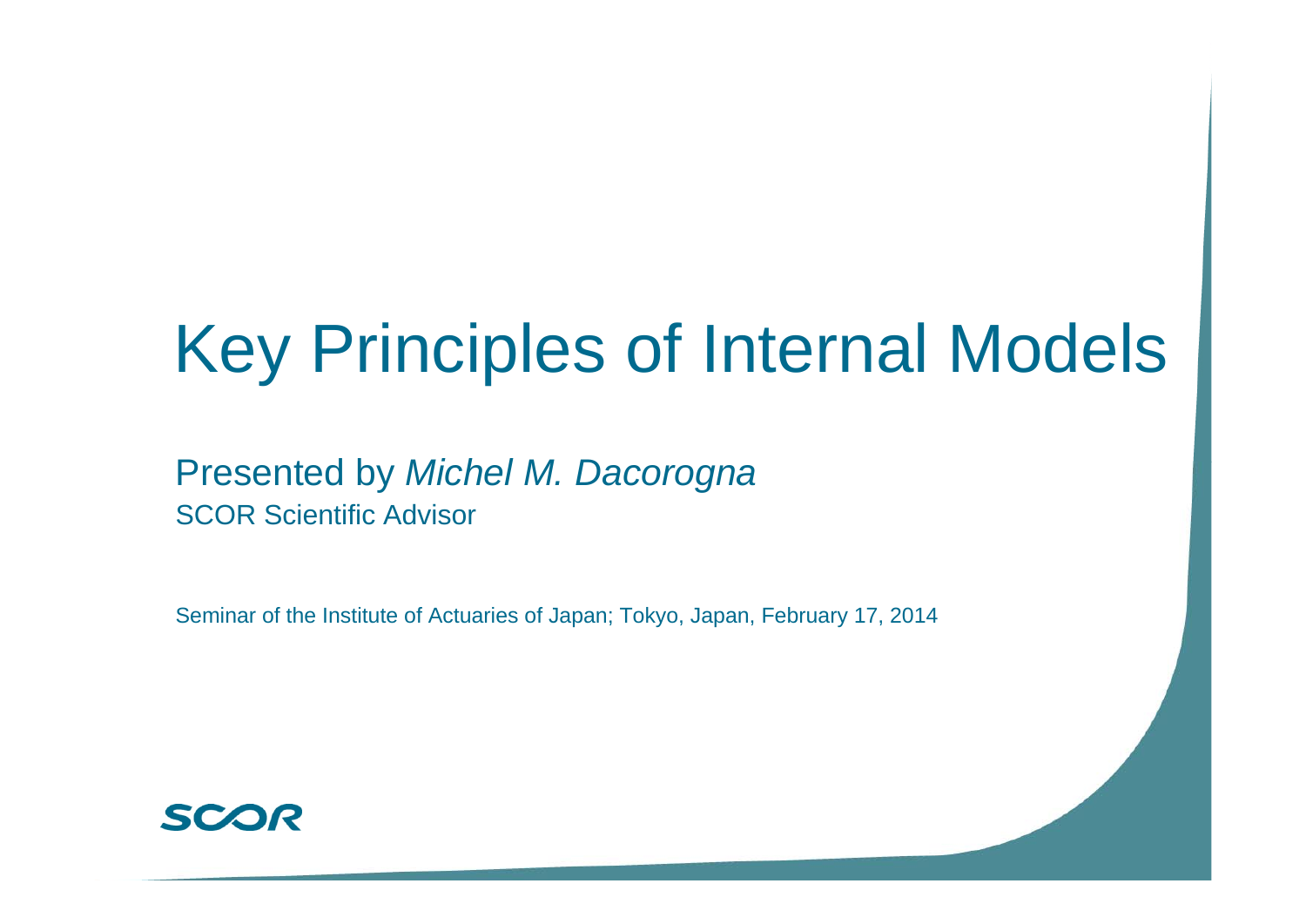# Key Principles of Internal Models

Presented by *Michel M. Dacorogna*

SCOR Scientific Advisor

Seminar of the Institute of Actuaries of Japan; Tokyo, Japan, February 17, 2014

SCOR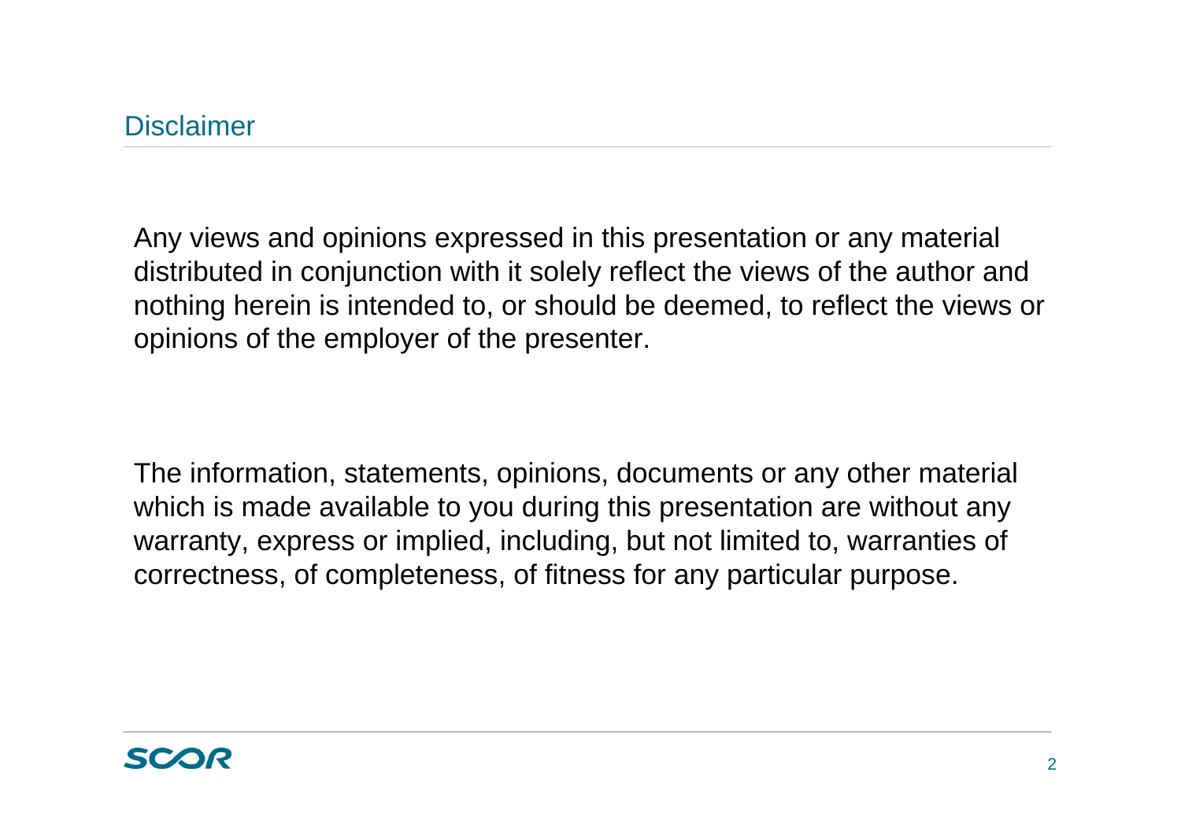## Disclaimer

Any views and opinions expressed in this presentation or any material distributed in conjunction with it solely reflect the views of the author and nothing herein is intended to, or should be deemed, to reflect the views or opinions of the employer of the presenter.

The information, statements, opinions, documents or any other material which is made available to you during this presentation are without any warranty, express or implied, including, but not limited to, warranties of correctness, of completeness, of fitness for any particular purpose.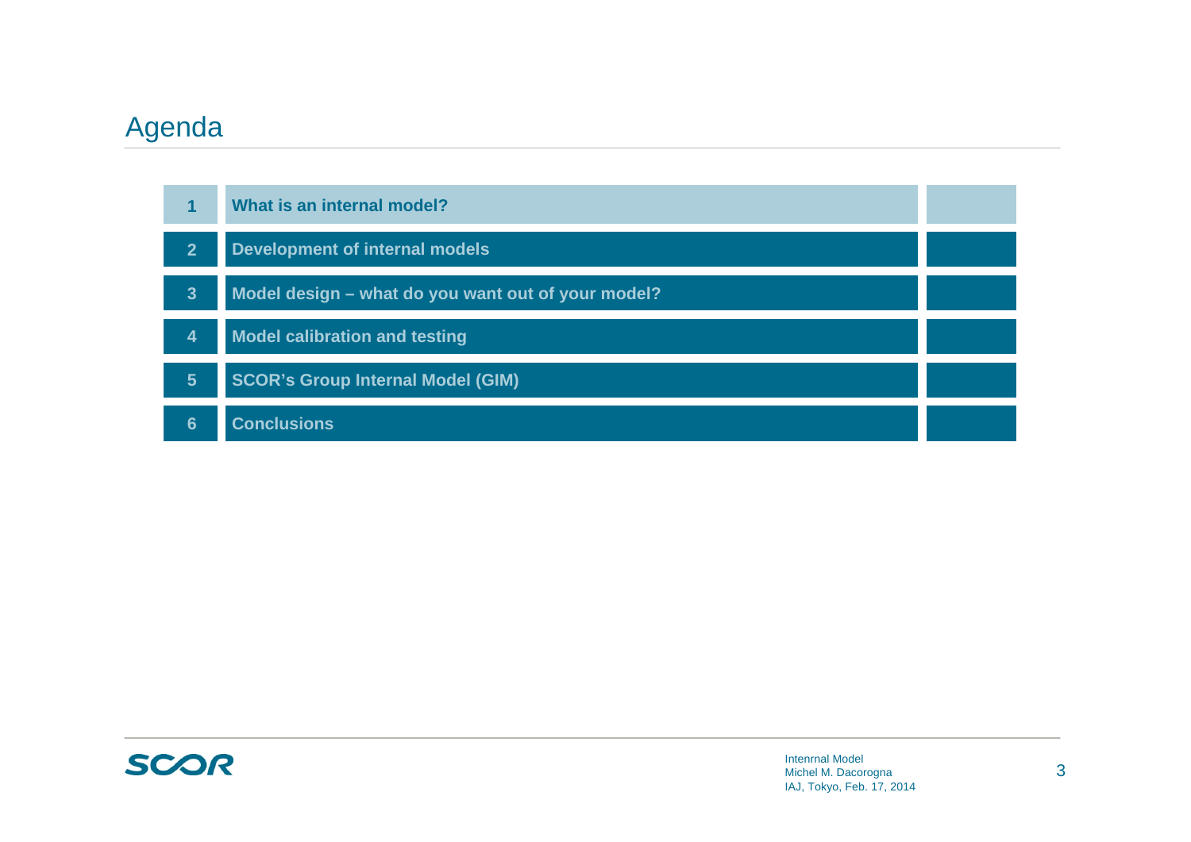# Agenda

1. **What is an internal model?**
2. **Development of internal models**
3. **Model design – what do you want out of your model?**
4. **Model calibration and testing**
5. **SCOR's Group Internal Model (GIM)**
6. **Conclusions**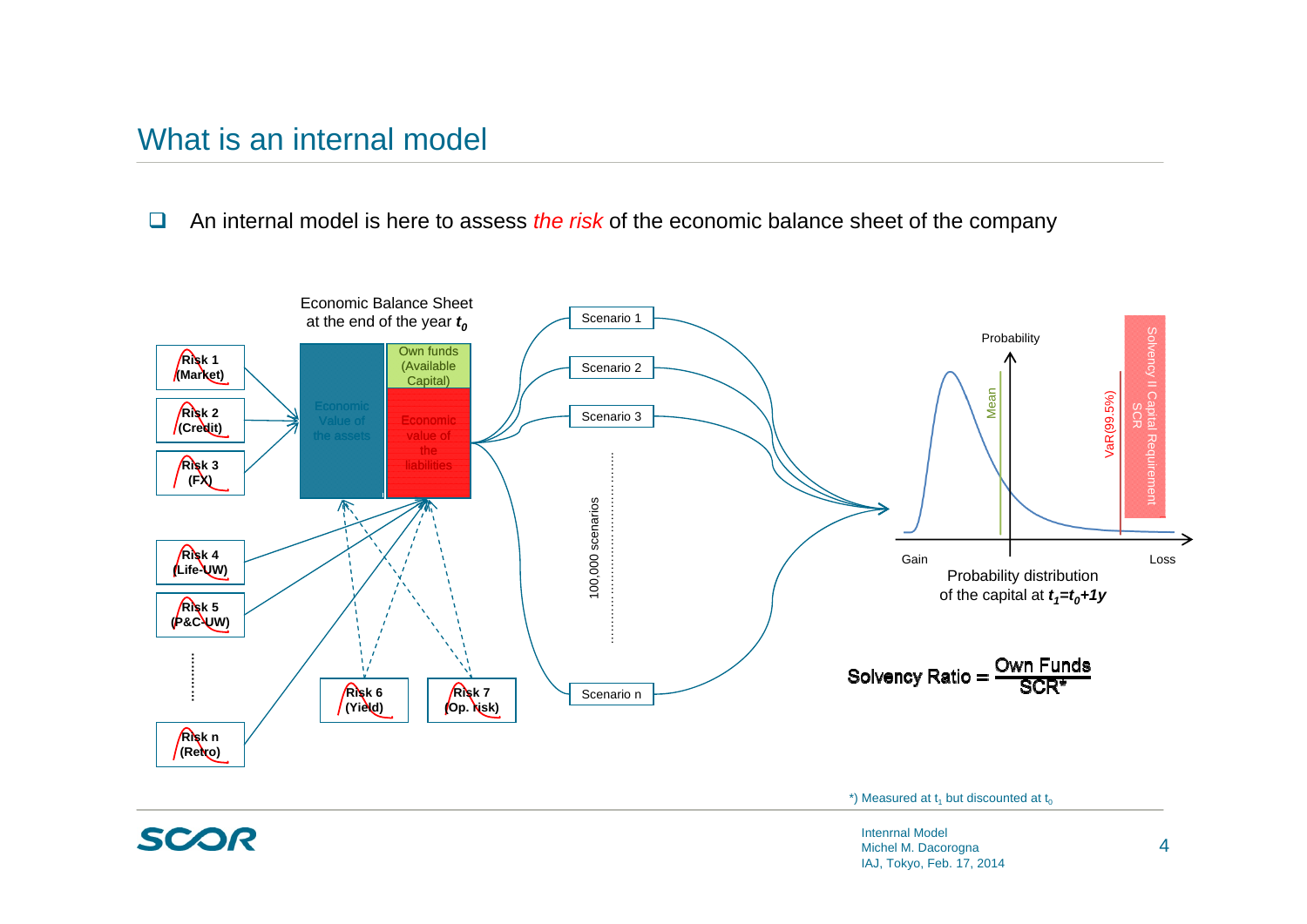# What is an internal model

- An internal model is here to assess *the risk* of the economic balance sheet of the company

Economic Balance Sheet at the end of the year $t_0$

Risk 1 (Market)

Risk 2 (Credit)

Risk 3 (FX)

Risk 4 (Life-UW)

Risk 5 (P&C-UW)

Risk n (Retro)

Risk 6 (Yield)

Risk 7 (Op. risk)

Economic Value of the assets

Own funds (Available Capital)

Economic value of the liabilities

Scenario 1

Scenario 2

Scenario 3

100,000 scenarios

Scenario n

Probability

Mean

VaR(99.5%)

Solvency II Capital Requirement SCR

Gain

Loss

Probability distribution of the capital at $t_1 = t_0 + 1y$

$$\text{Solvency Ratio} = \frac{\text{Own Funds}}{\text{SCR}^*}$$

*) Measured at $t_1$ but discounted at $t_0$

Intenrnal Model
Michel M. Dacorogna
IAJ, Tokyo, Feb. 17, 2014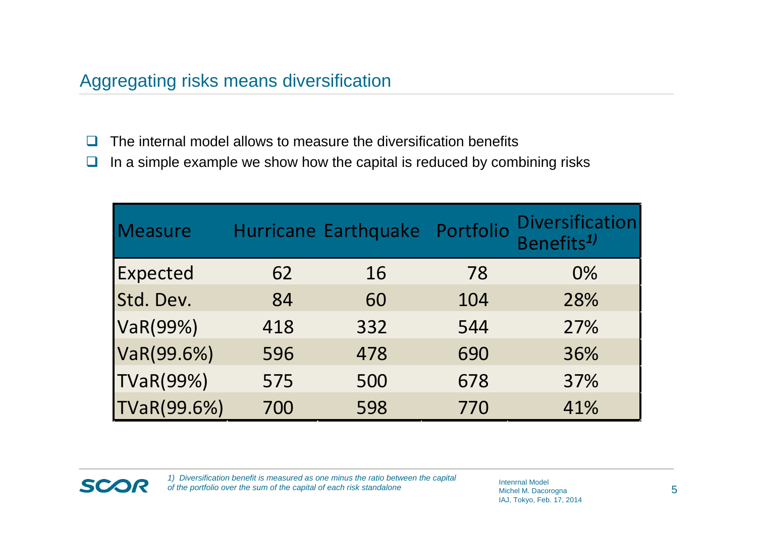## Aggregating risks means diversification

- The internal model allows to measure the diversification benefits
- In a simple example we show how the capital is reduced by combining risks

| Measure | Hurricane | Earthquake | Portfolio | Diversification Benefits[1)] |
|---|---|---|---|---|
| Expected | 62 | 16 | 78 | 0% |
| Std. Dev. | 84 | 60 | 104 | 28% |
| VaR(99%) | 418 | 332 | 544 | 27% |
| VaR(99.6%) | 596 | 478 | 690 | 36% |
| TVaR(99%) | 575 | 500 | 678 | 37% |
| TVaR(99.6%) | 700 | 598 | 770 | 41% |

*1) Diversification benefit is measured as one minus the ratio between the capital of the portfolio over the sum of the capital of each risk standalone*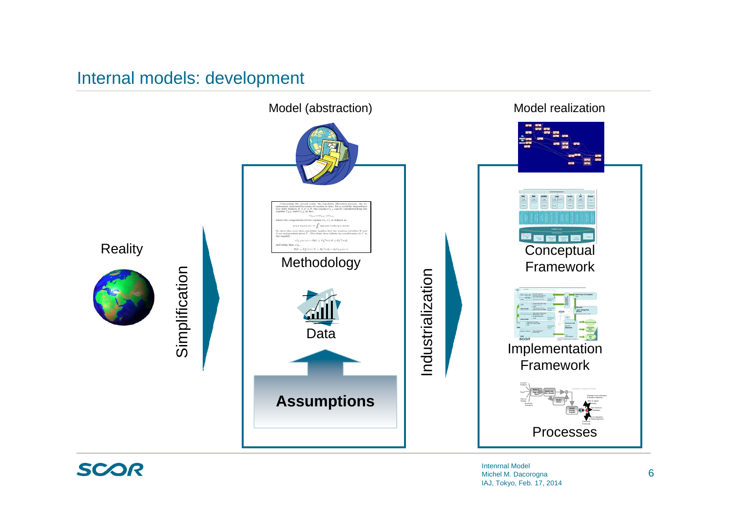# Internal models: development

Model (abstraction)

Model realization

Reality

Simplification

Methodology

Data

Assumptions

Industrialization

Conceptual Framework

Implementation Framework

Processes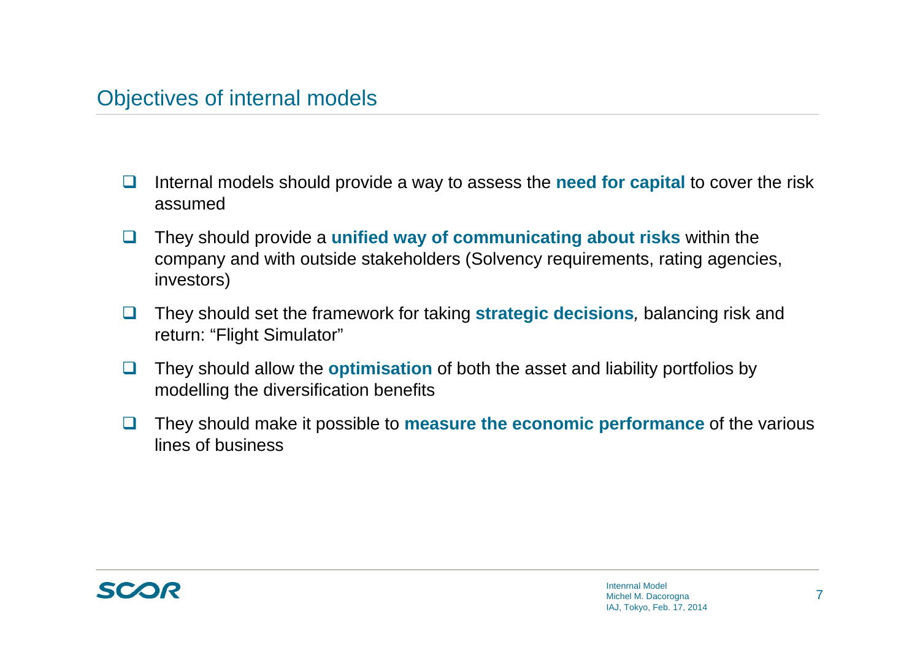# Objectives of internal models

- Internal models should provide a way to assess the **need for capital** to cover the risk assumed
- They should provide a **unified way of communicating about risks** within the company and with outside stakeholders (Solvency requirements, rating agencies, investors)
- They should set the framework for taking **strategic decisions**, balancing risk and return: "Flight Simulator"
- They should allow the **optimisation** of both the asset and liability portfolios by modelling the diversification benefits
- They should make it possible to **measure the economic performance** of the various lines of business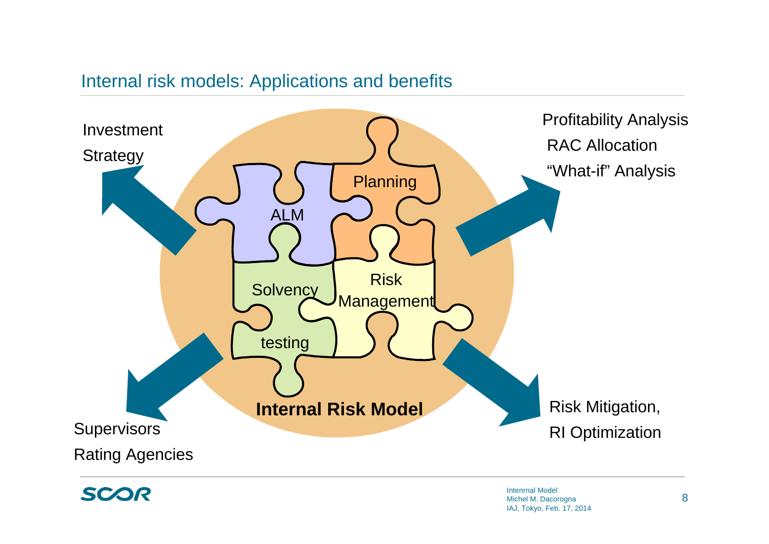## Internal risk models: Applications and benefits

Investment Strategy

Profitability Analysis
RAC Allocation
"What-if" Analysis

ALM

Planning

Solvency testing

Risk Management

**Internal Risk Model**

Supervisors
Rating Agencies

Risk Mitigation,
RI Optimization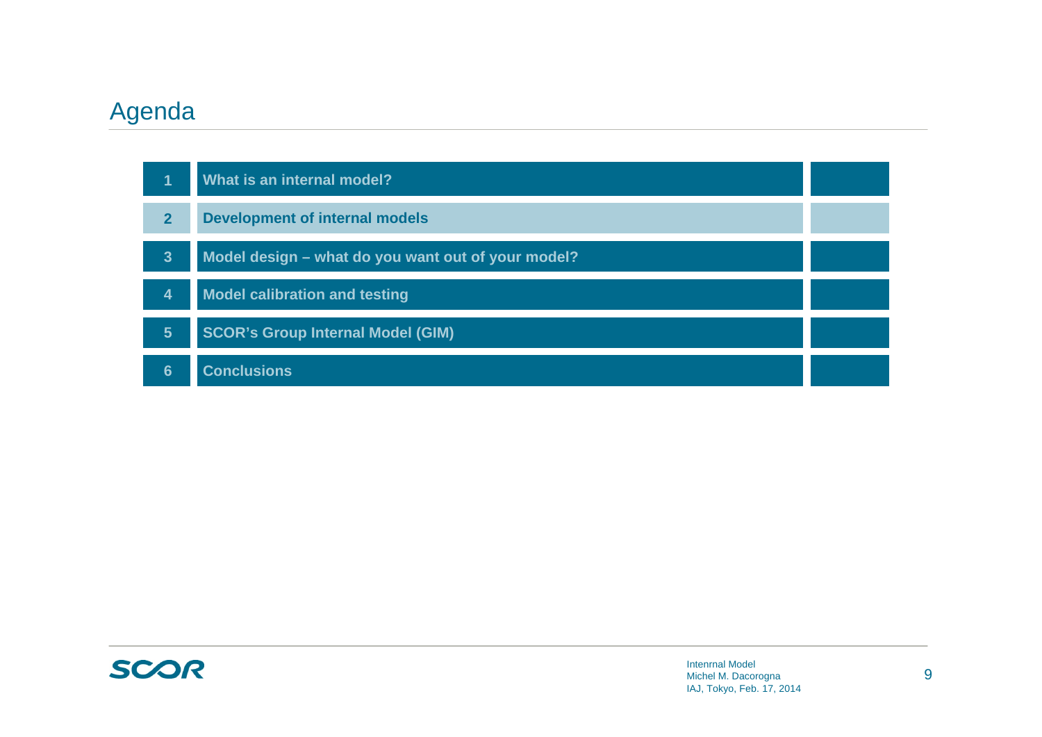# Agenda

1. What is an internal model?
2. **Development of internal models**
3. Model design – what do you want out of your model?
4. Model calibration and testing
5. SCOR's Group Internal Model (GIM)
6. Conclusions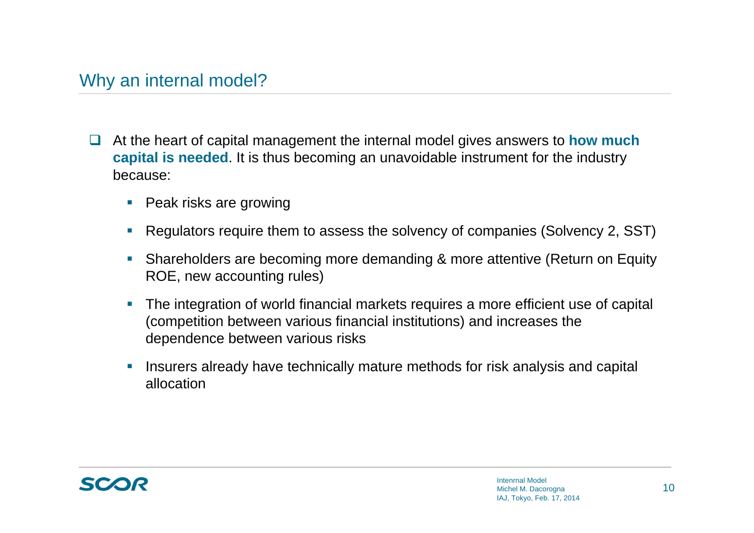## Why an internal model?

- At the heart of capital management the internal model gives answers to **how much capital is needed**. It is thus becoming an unavoidable instrument for the industry because:
  - Peak risks are growing
  - Regulators require them to assess the solvency of companies (Solvency 2, SST)
  - Shareholders are becoming more demanding & more attentive (Return on Equity ROE, new accounting rules)
  - The integration of world financial markets requires a more efficient use of capital (competition between various financial institutions) and increases the dependence between various risks
  - Insurers already have technically mature methods for risk analysis and capital allocation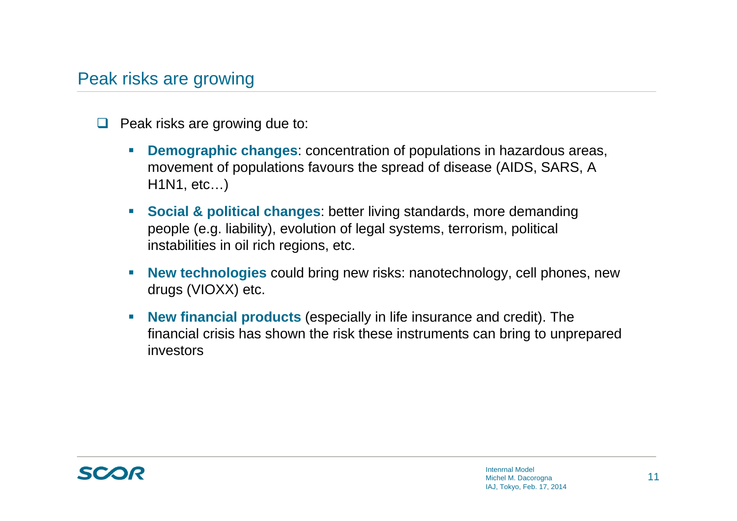## Peak risks are growing

- Peak risks are growing due to:
  - **Demographic changes**: concentration of populations in hazardous areas, movement of populations favours the spread of disease (AIDS, SARS, A H1N1, etc…)
  - **Social & political changes**: better living standards, more demanding people (e.g. liability), evolution of legal systems, terrorism, political instabilities in oil rich regions, etc.
  - **New technologies** could bring new risks: nanotechnology, cell phones, new drugs (VIOXX) etc.
  - **New financial products** (especially in life insurance and credit). The financial crisis has shown the risk these instruments can bring to unprepared investors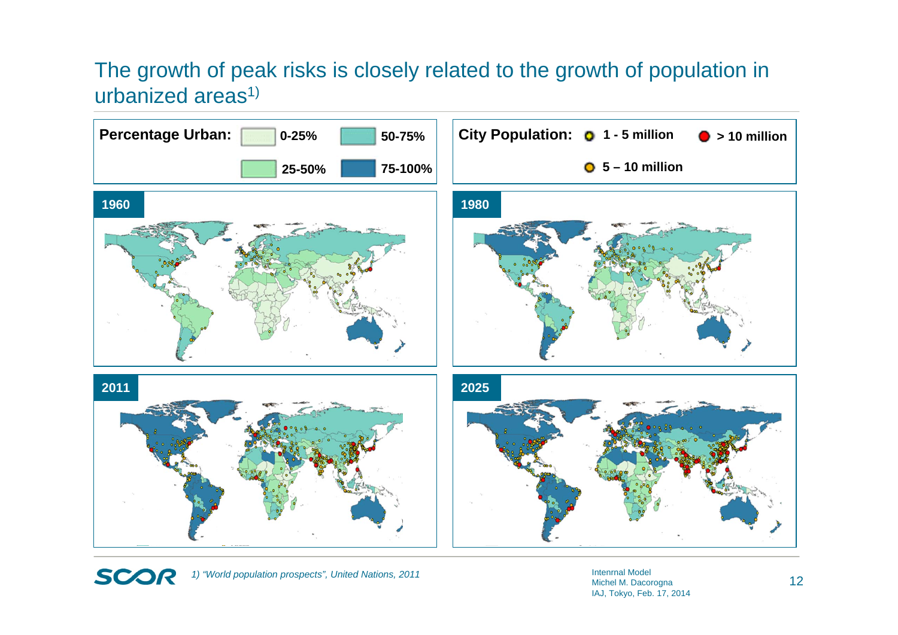# The growth of peak risks is closely related to the growth of population in urbanized areas[1]

**Percentage Urban:** 0-25% | 25-50% | 50-75% | 75-100%

**City Population:** 1 - 5 million | 5 – 10 million | > 10 million

**1960**

**1980**

**2011**

**2025**

*1) "World population prospects", United Nations, 2011*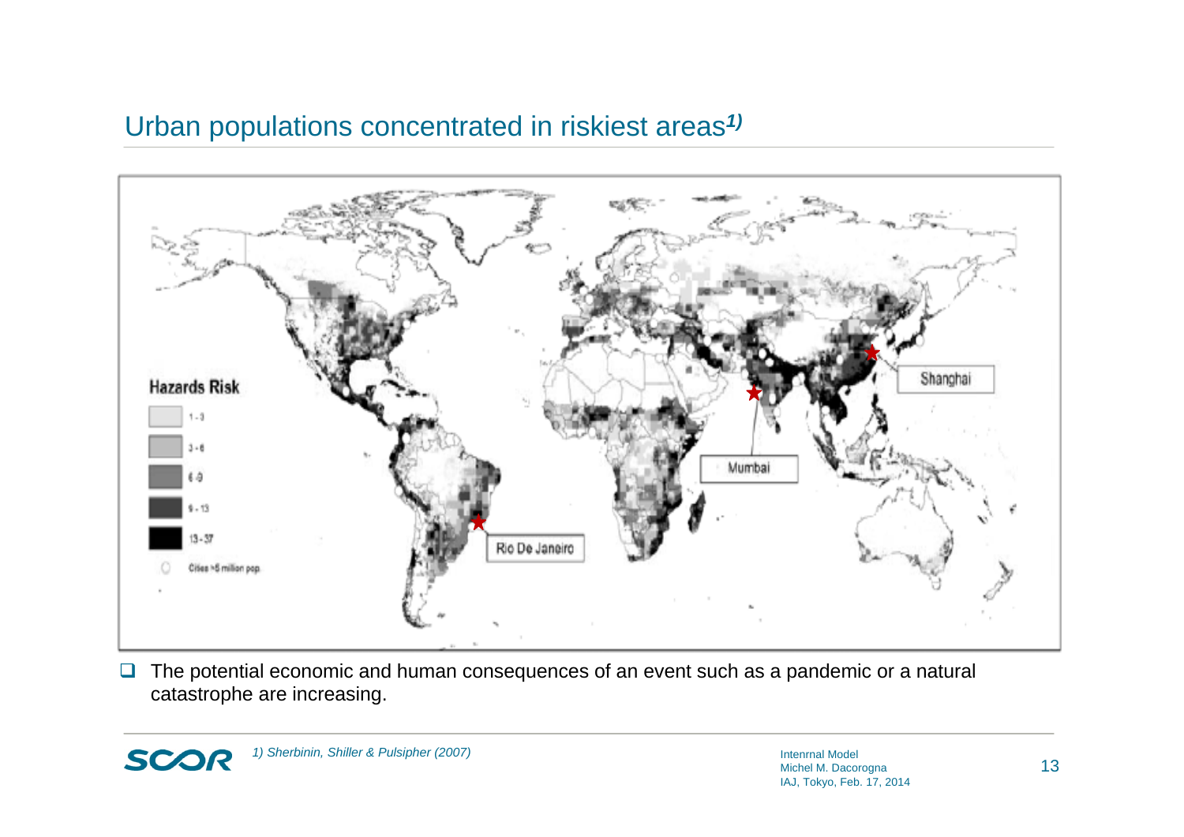## Urban populations concentrated in riskiest areas[1)]

- The potential economic and human consequences of an event such as a pandemic or a natural catastrophe are increasing.

*1) Sherbinin, Shiller & Pulsipher (2007)*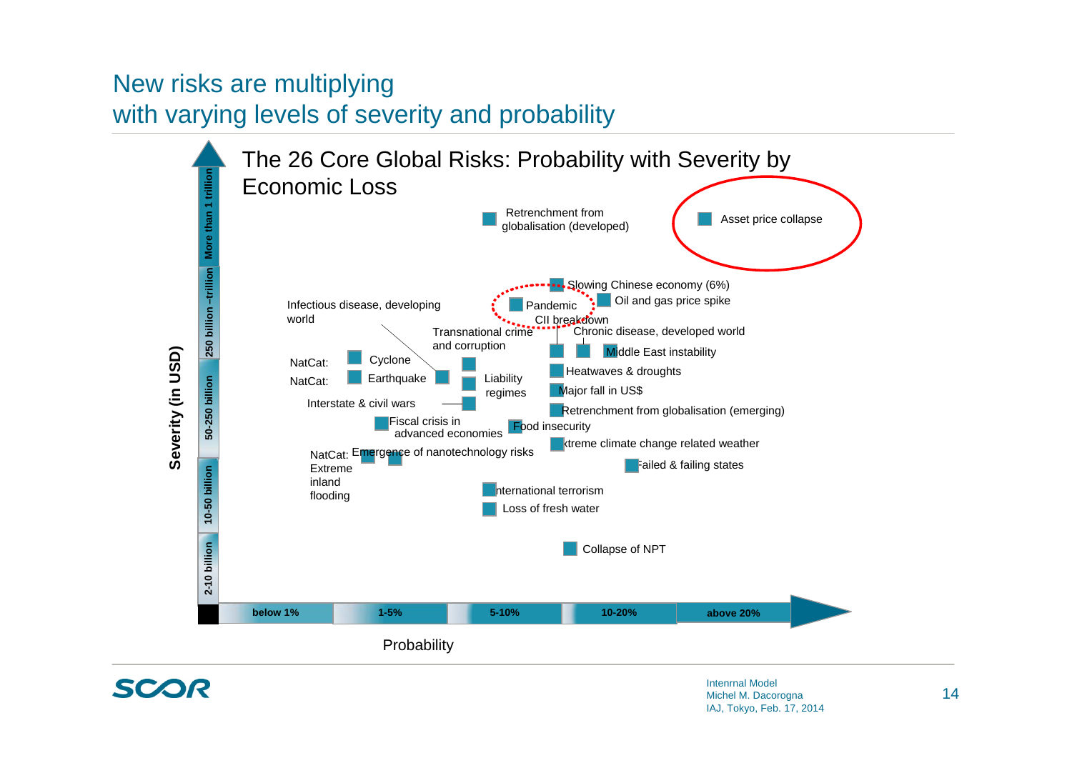# New risks are multiplying with varying levels of severity and probability

## The 26 Core Global Risks: Probability with Severity by Economic Loss

Severity (in USD): 2-10 billion | 10-50 billion | 50-250 billion | 250 billion –trillion | More than 1 trillion

Probability: below 1% | 1-5% | 5-10% | 10-20% | above 20%

- Retrenchment from globalisation (developed)
- Asset price collapse
- Slowing Chinese economy (6%)
- Oil and gas price spike
- Pandemic
- CII breakdown
- Chronic disease, developed world
- Infectious disease, developing world
- Transnational crime and corruption
- Middle East instability
- NatCat: Cyclone
- NatCat: Earthquake
- Liability regimes
- Heatwaves & droughts
- Major fall in US$
- Interstate & civil wars
- Retrenchment from globalisation (emerging)
- Fiscal crisis in advanced economies
- Food insecurity
- Extreme climate change related weather
- NatCat: Extreme inland flooding
- Emergence of nanotechnology risks
- Failed & failing states
- International terrorism
- Loss of fresh water
- Collapse of NPT

Intenrnal Model
Michel M. Dacorogna
IAJ, Tokyo, Feb. 17, 2014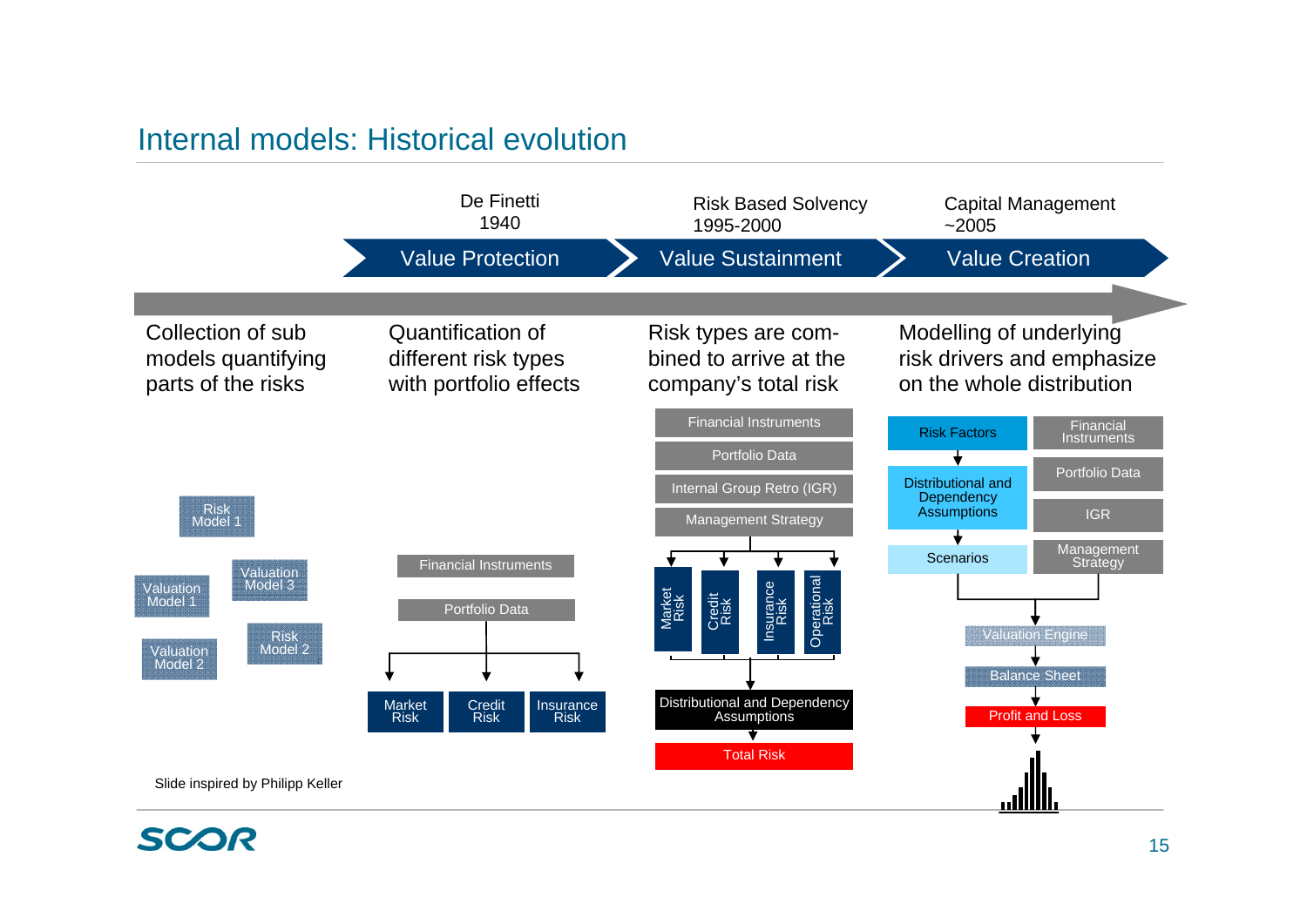# Internal models: Historical evolution

| | De Finetti 1940 | Risk Based Solvency 1995-2000 | Capital Management ~2005 |
|---|---|---|---|
| | Value Protection | Value Sustainment | Value Creation |
| Collection of sub models quantifying parts of the risks | Quantification of different risk types with portfolio effects | Risk types are combined to arrive at the company's total risk | Modelling of underlying risk drivers and emphasize on the whole distribution |

Risk Model 1, Valuation Model 3, Valuation Model 1, Risk Model 2, Valuation Model 2

Financial Instruments → Portfolio Data → Market Risk, Credit Risk, Insurance Risk

Financial Instruments, Portfolio Data, Internal Group Retro (IGR), Management Strategy → Market Risk, Credit Risk, Insurance Risk, Operational Risk → Distributional and Dependency Assumptions → Total Risk

Risk Factors → Distributional and Dependency Assumptions → Scenarios; Financial Instruments, Portfolio Data, IGR, Management Strategy → Valuation Engine → Balance Sheet → Profit and Loss

Slide inspired by Philipp Keller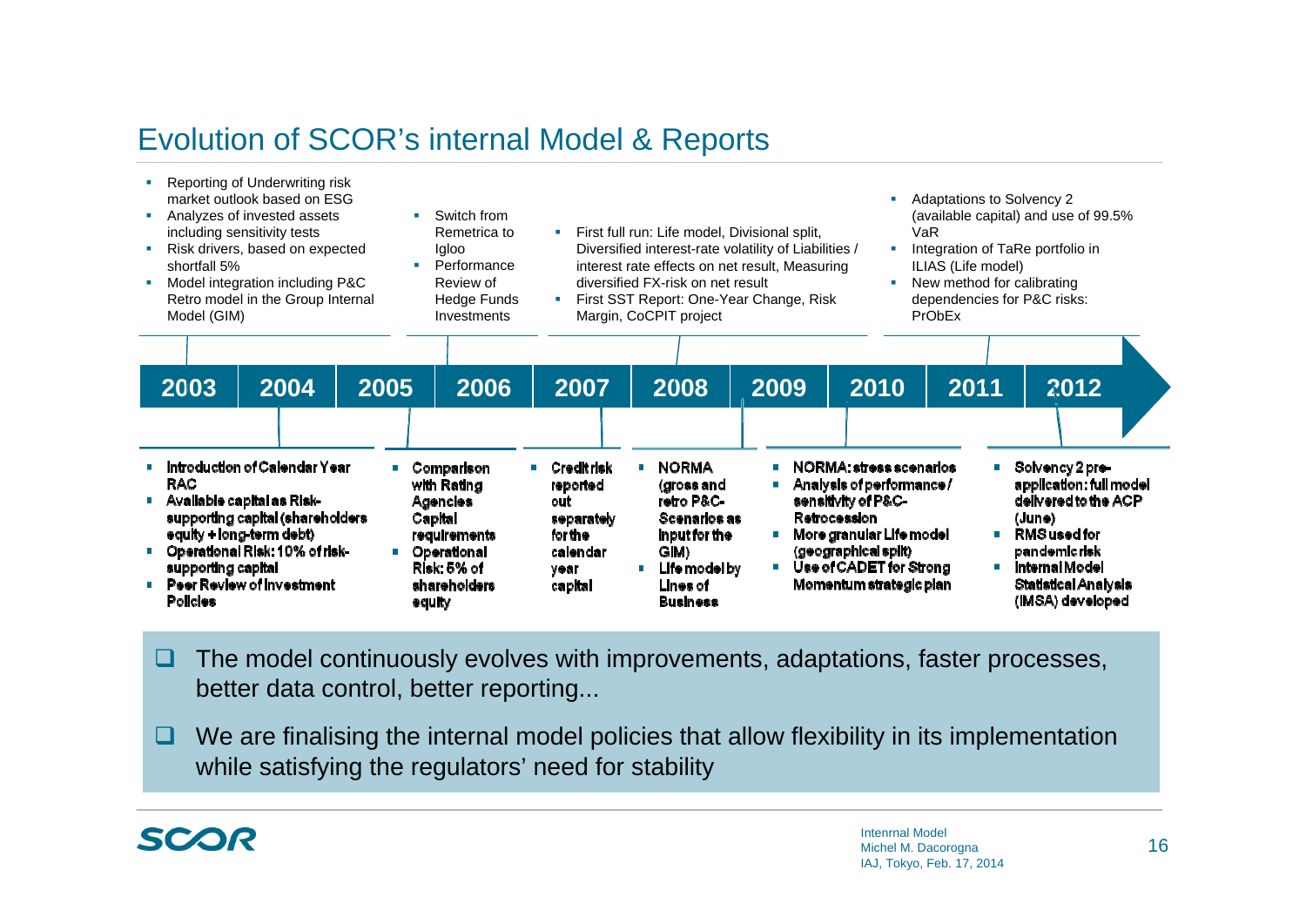# Evolution of SCOR's internal Model & Reports

**2003**
- Reporting of Underwriting risk market outlook based on ESG
- Analyzes of invested assets including sensitivity tests
- Risk drivers, based on expected shortfall 5%
- Model integration including P&C Retro model in the Group Internal Model (GIM)

**2004**
- Introduction of Calendar Year RAC
- Available capital as Risk-supporting capital (shareholders equity + long-term debt)
- Operational Risk: 10% of risk-supporting capital
- Peer Review of Investment Policies

**2005**
- Comparison with Rating Agencies Capital requirements
- Operational Risk: 5% of shareholders equity

**2006**
- Switch from Remetrica to Igloo
- Performance Review of Hedge Funds Investments

**2007**
- Credit risk reported out separately for the calendar year capital

**2008**
- First full run: Life model, Divisional split, Diversified interest-rate volatility of Liabilities / interest rate effects on net result, Measuring diversified FX-risk on net result
- First SST Report: One-Year Change, Risk Margin, CoCPIT project
- NORMA (gross and retro P&C-Scenarios as input for the GIM)
- Life model by Lines of Business

**2010**
- NORMA: stress scenarios
- Analysis of performance / sensitivity of P&C-Retrocession
- More granular Life model (geographical split)
- Use of CADET for Strong Momentum strategic plan

**2011**
- Adaptations to Solvency 2 (available capital) and use of 99.5% VaR
- Integration of TaRe portfolio in ILIAS (Life model)
- New method for calibrating dependencies for P&C risks: PrObEx

**2012**
- Solvency 2 pre-application: full model delivered to the ACP (June)
- RMS used for pandemic risk
- Internal Model Statistical Analysis (IMSA) developed

---

- The model continuously evolves with improvements, adaptations, faster processes, better data control, better reporting...
- We are finalising the internal model policies that allow flexibility in its implementation while satisfying the regulators' need for stability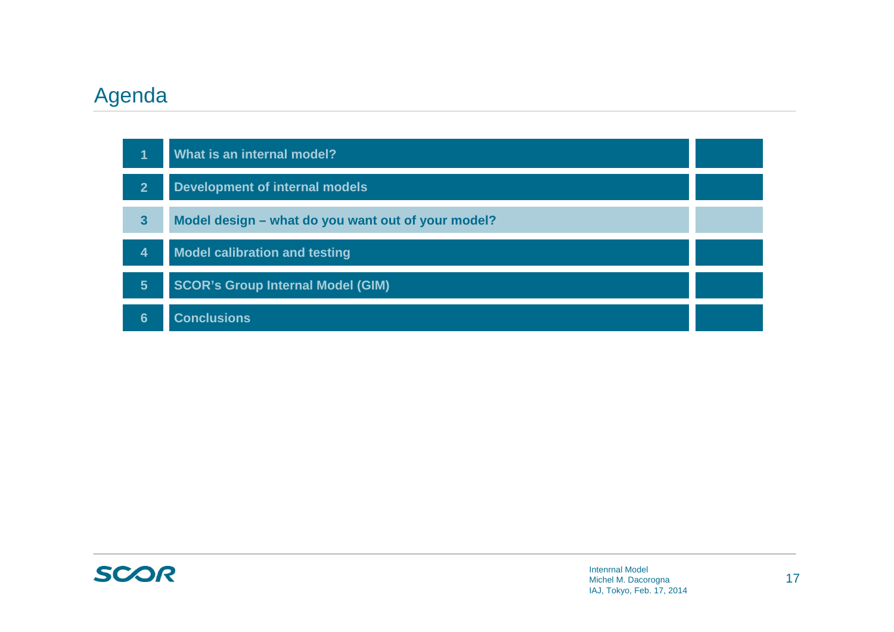# Agenda

| | |
|---|---|
| 1 | What is an internal model? |
| 2 | Development of internal models |
| 3 | **Model design – what do you want out of your model?** |
| 4 | Model calibration and testing |
| 5 | SCOR's Group Internal Model (GIM) |
| 6 | Conclusions |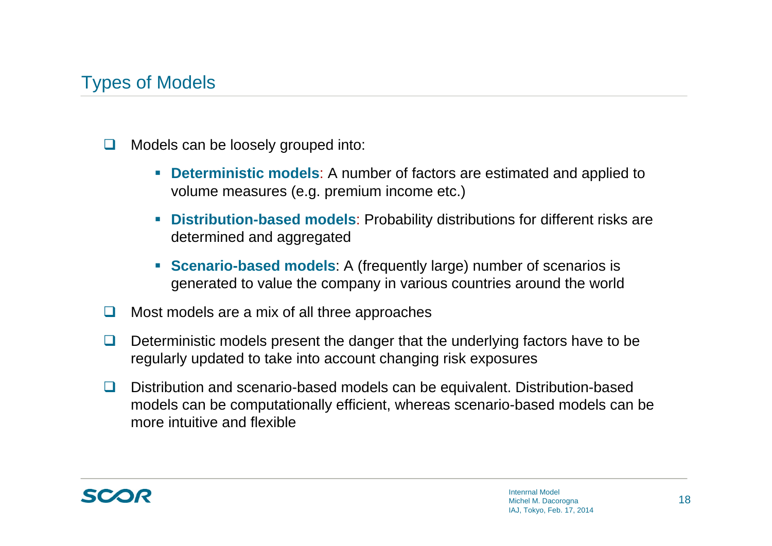## Types of Models

- Models can be loosely grouped into:
  - **Deterministic models**: A number of factors are estimated and applied to volume measures (e.g. premium income etc.)
  - **Distribution-based models**: Probability distributions for different risks are determined and aggregated
  - **Scenario-based models**: A (frequently large) number of scenarios is generated to value the company in various countries around the world
- Most models are a mix of all three approaches
- Deterministic models present the danger that the underlying factors have to be regularly updated to take into account changing risk exposures
- Distribution and scenario-based models can be equivalent. Distribution-based models can be computationally efficient, whereas scenario-based models can be more intuitive and flexible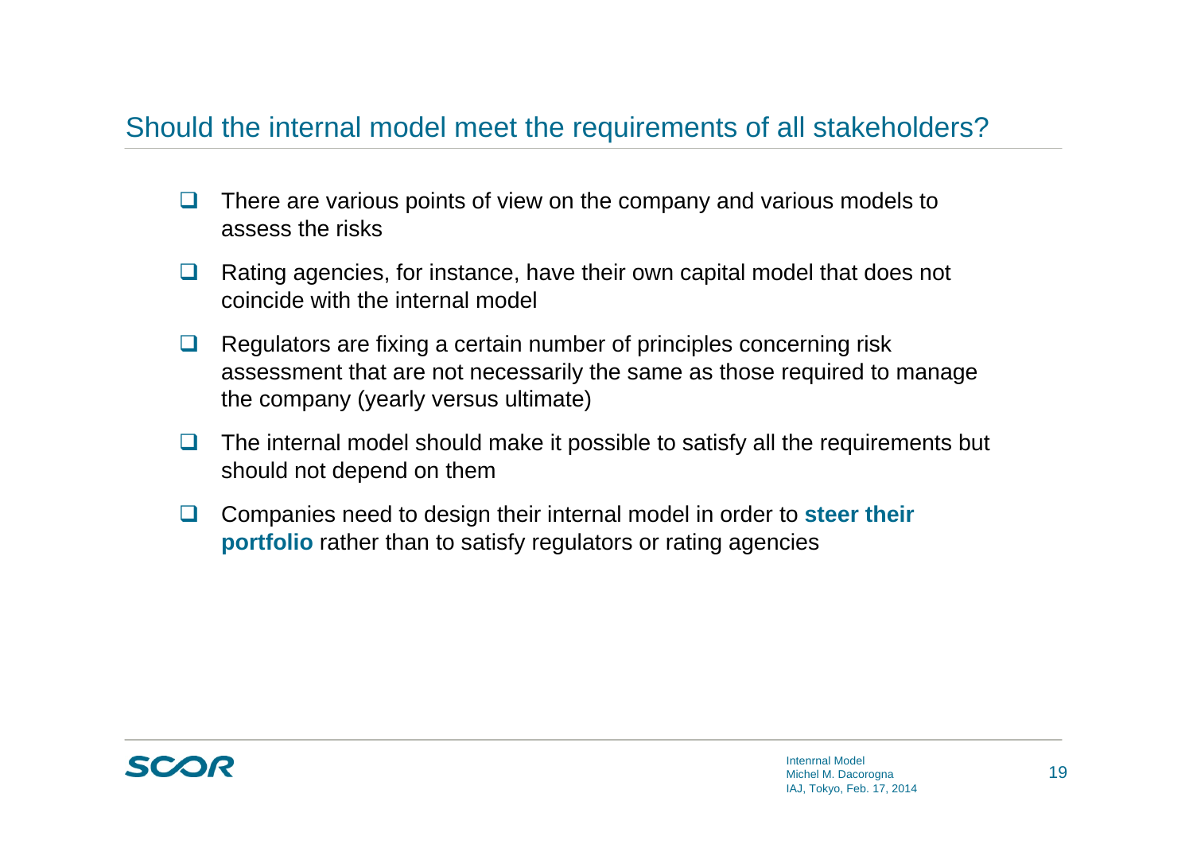## Should the internal model meet the requirements of all stakeholders?

- There are various points of view on the company and various models to assess the risks
- Rating agencies, for instance, have their own capital model that does not coincide with the internal model
- Regulators are fixing a certain number of principles concerning risk assessment that are not necessarily the same as those required to manage the company (yearly versus ultimate)
- The internal model should make it possible to satisfy all the requirements but should not depend on them
- Companies need to design their internal model in order to **steer their portfolio** rather than to satisfy regulators or rating agencies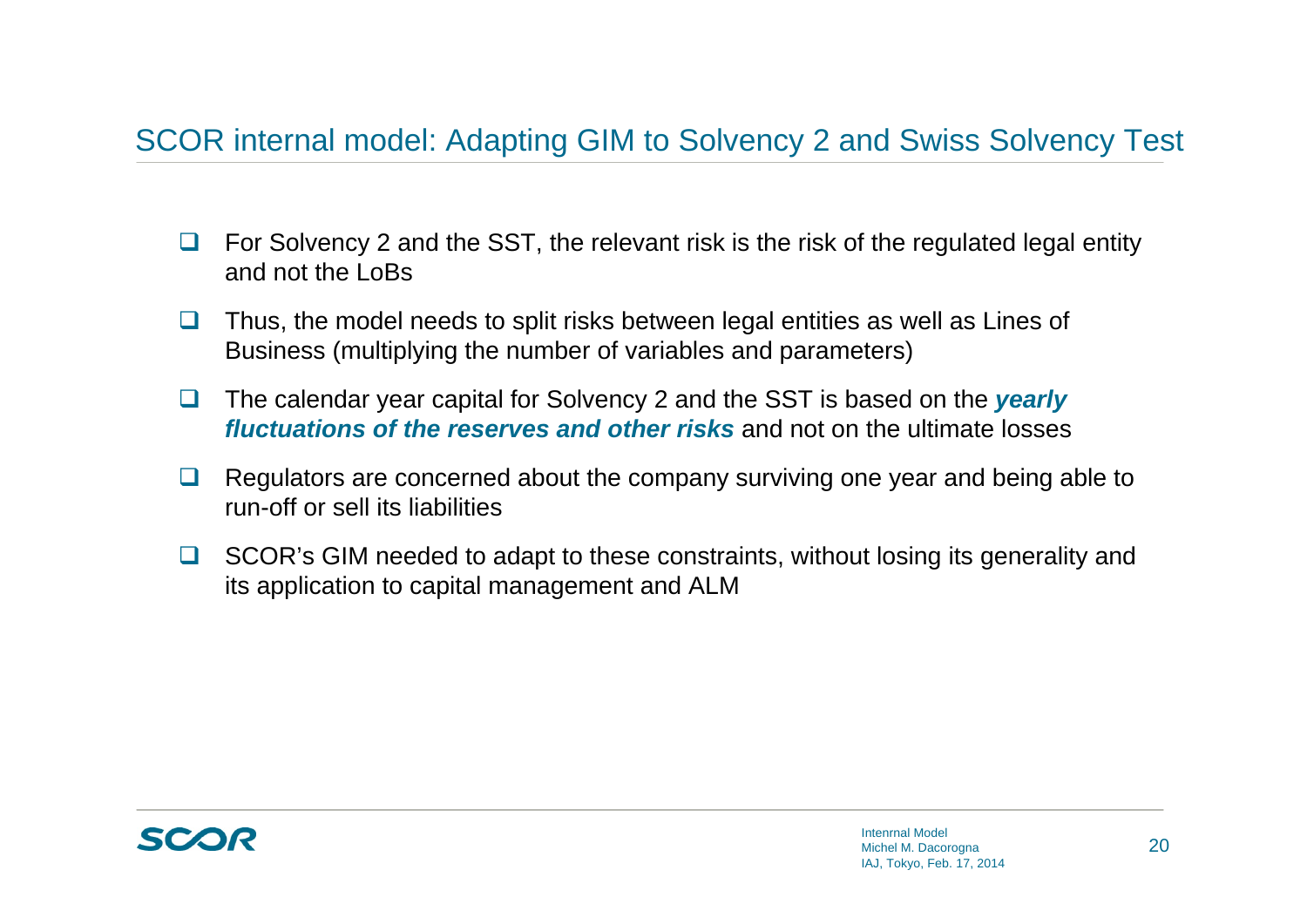# SCOR internal model: Adapting GIM to Solvency 2 and Swiss Solvency Test

- For Solvency 2 and the SST, the relevant risk is the risk of the regulated legal entity and not the LoBs
- Thus, the model needs to split risks between legal entities as well as Lines of Business (multiplying the number of variables and parameters)
- The calendar year capital for Solvency 2 and the SST is based on the ***yearly fluctuations of the reserves and other risks*** and not on the ultimate losses
- Regulators are concerned about the company surviving one year and being able to run-off or sell its liabilities
- SCOR's GIM needed to adapt to these constraints, without losing its generality and its application to capital management and ALM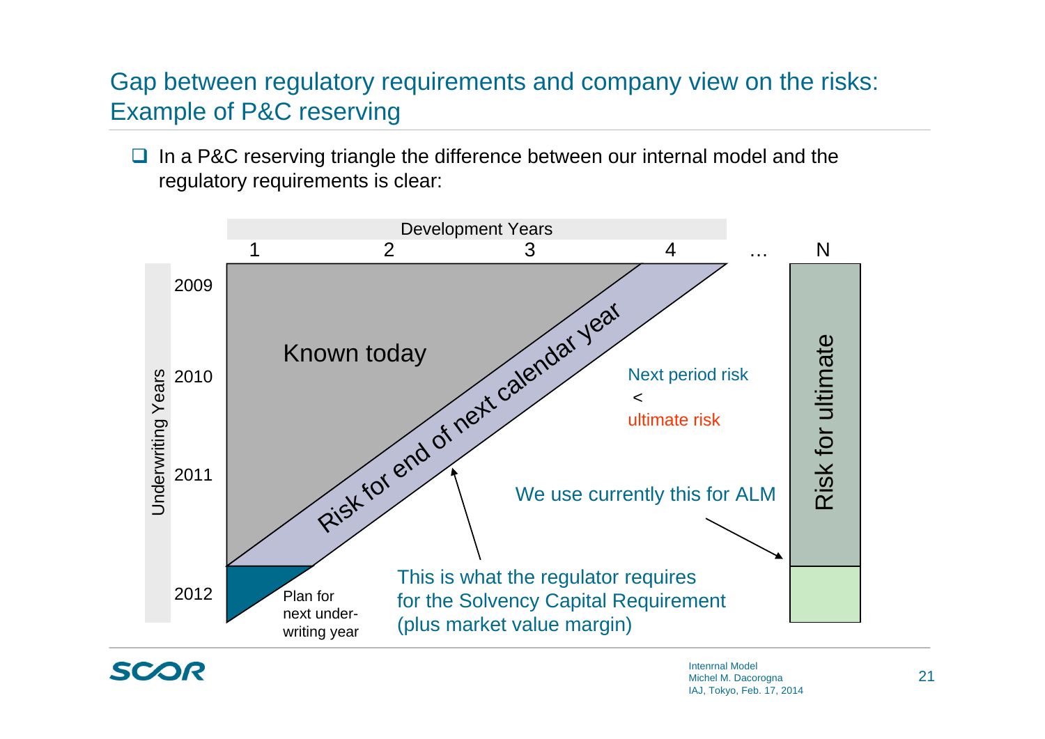## Gap between regulatory requirements and company view on the risks: Example of P&C reserving

- In a P&C reserving triangle the difference between our internal model and the regulatory requirements is clear:

Development Years

1 2 3 4 … N

Underwriting Years

2009

2010

2011

2012

Known today

Risk for end of next calendar year

Plan for next under-writing year

Next period risk < ultimate risk

We use currently this for ALM

Risk for ultimate

This is what the regulator requires for the Solvency Capital Requirement (plus market value margin)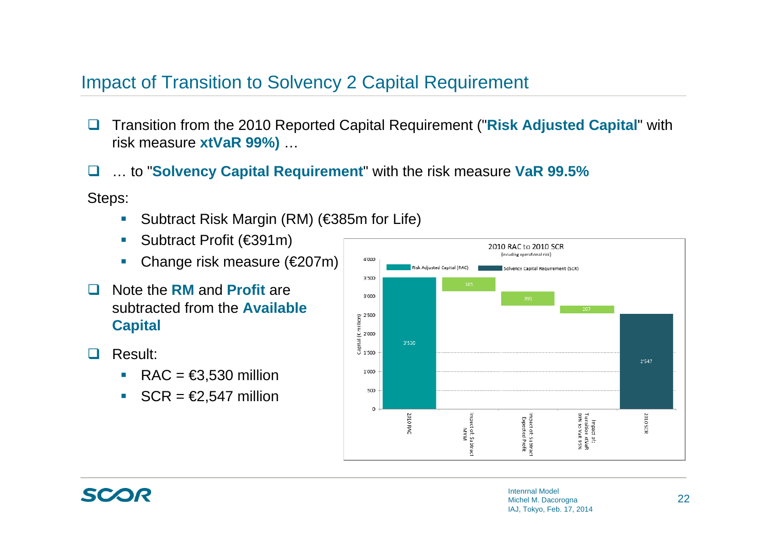## Impact of Transition to Solvency 2 Capital Requirement

- Transition from the 2010 Reported Capital Requirement ("**Risk Adjusted Capital**" with risk measure **xtVaR 99%)** …
- … to "**Solvency Capital Requirement**" with the risk measure **VaR 99.5%**

Steps:

- Subtract Risk Margin (RM) (€385m for Life)
- Subtract Profit (€391m)
- Change risk measure (€207m)

- Note the **RM** and **Profit** are subtracted from the **Available Capital**
- Result:
  - RAC = €3,530 million
  - SCR = €2,547 million

2010 RAC to 2010 SCR
(including operational risk)

| | Value (€ million) |
|---|---|
| 2010 RAC | 3'530 |
| Impact of: Subtract MVM | 385 |
| Impact of: Subtract Expected Profit | 391 |
| Impact of: Transition xtVaR 99% to VaR 99.5% | 207 |
| 2010 SCR | 2'547 |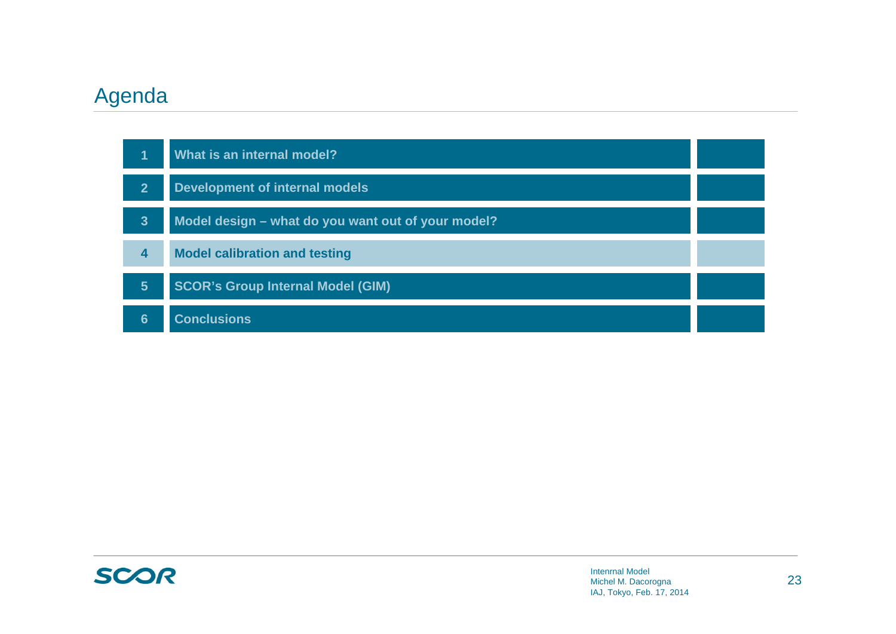# Agenda

1. What is an internal model?
2. Development of internal models
3. Model design – what do you want out of your model?
4. **Model calibration and testing**
5. SCOR's Group Internal Model (GIM)
6. Conclusions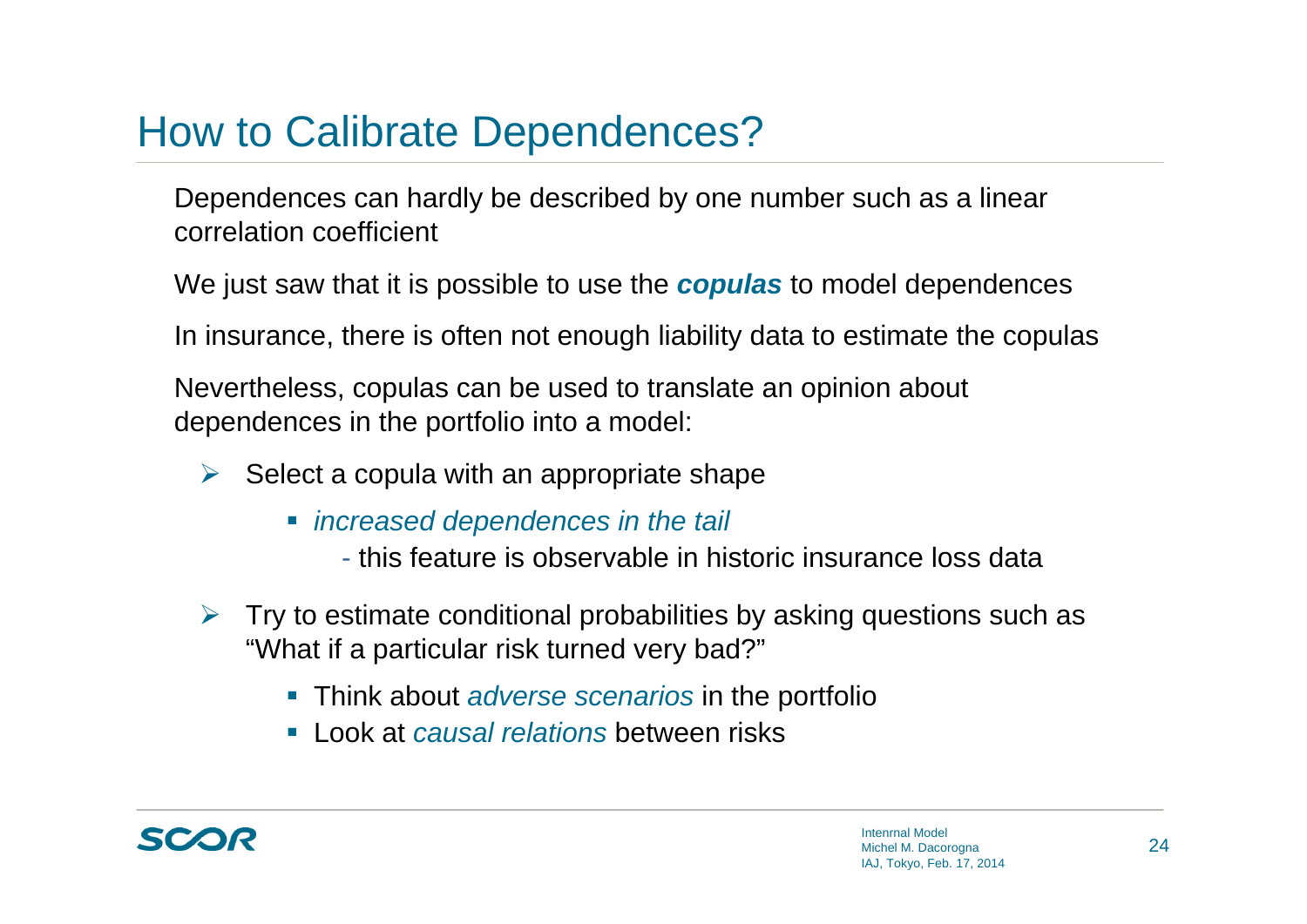# How to Calibrate Dependences?

Dependences can hardly be described by one number such as a linear correlation coefficient

We just saw that it is possible to use the ***copulas*** to model dependences

In insurance, there is often not enough liability data to estimate the copulas

Nevertheless, copulas can be used to translate an opinion about dependences in the portfolio into a model:

- Select a copula with an appropriate shape
  - *increased dependences in the tail*
    - this feature is observable in historic insurance loss data
- Try to estimate conditional probabilities by asking questions such as "What if a particular risk turned very bad?"
  - Think about *adverse scenarios* in the portfolio
  - Look at *causal relations* between risks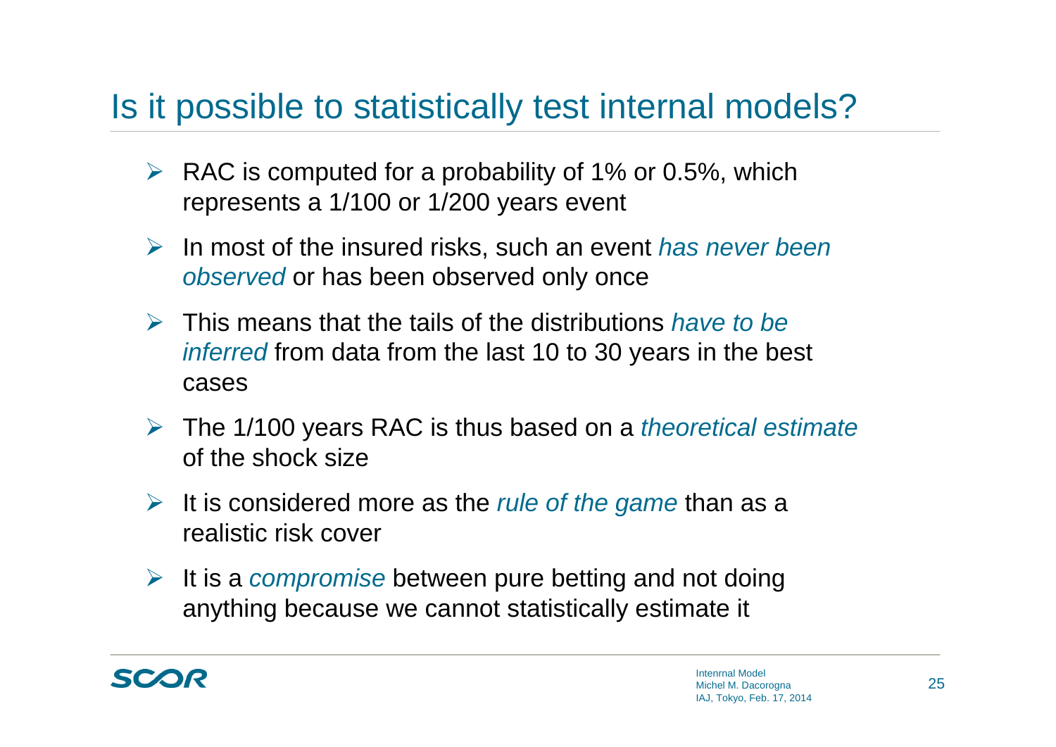# Is it possible to statistically test internal models?

- RAC is computed for a probability of 1% or 0.5%, which represents a 1/100 or 1/200 years event
- In most of the insured risks, such an event *has never been observed* or has been observed only once
- This means that the tails of the distributions *have to be inferred* from data from the last 10 to 30 years in the best cases
- The 1/100 years RAC is thus based on a *theoretical estimate* of the shock size
- It is considered more as the *rule of the game* than as a realistic risk cover
- It is a *compromise* between pure betting and not doing anything because we cannot statistically estimate it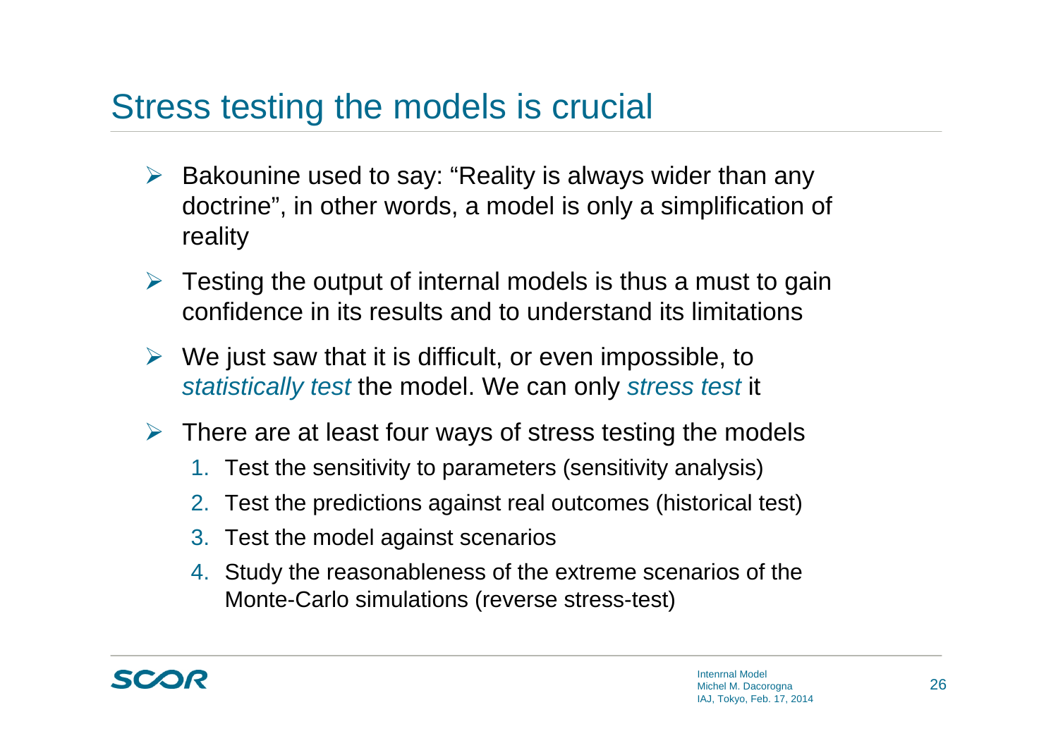# Stress testing the models is crucial

- Bakounine used to say: “Reality is always wider than any doctrine”, in other words, a model is only a simplification of reality
- Testing the output of internal models is thus a must to gain confidence in its results and to understand its limitations
- We just saw that it is difficult, or even impossible, to *statistically test* the model. We can only *stress test* it
- There are at least four ways of stress testing the models
  1. Test the sensitivity to parameters (sensitivity analysis)
  2. Test the predictions against real outcomes (historical test)
  3. Test the model against scenarios
  4. Study the reasonableness of the extreme scenarios of the Monte-Carlo simulations (reverse stress-test)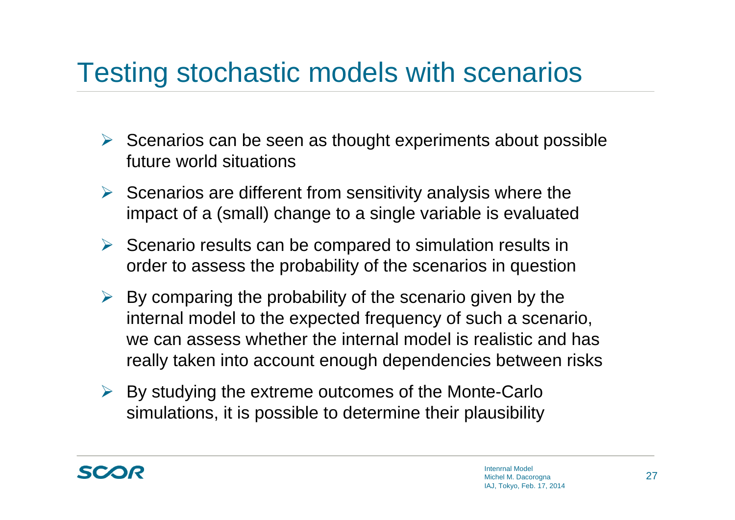# Testing stochastic models with scenarios

- Scenarios can be seen as thought experiments about possible future world situations
- Scenarios are different from sensitivity analysis where the impact of a (small) change to a single variable is evaluated
- Scenario results can be compared to simulation results in order to assess the probability of the scenarios in question
- By comparing the probability of the scenario given by the internal model to the expected frequency of such a scenario, we can assess whether the internal model is realistic and has really taken into account enough dependencies between risks
- By studying the extreme outcomes of the Monte-Carlo simulations, it is possible to determine their plausibility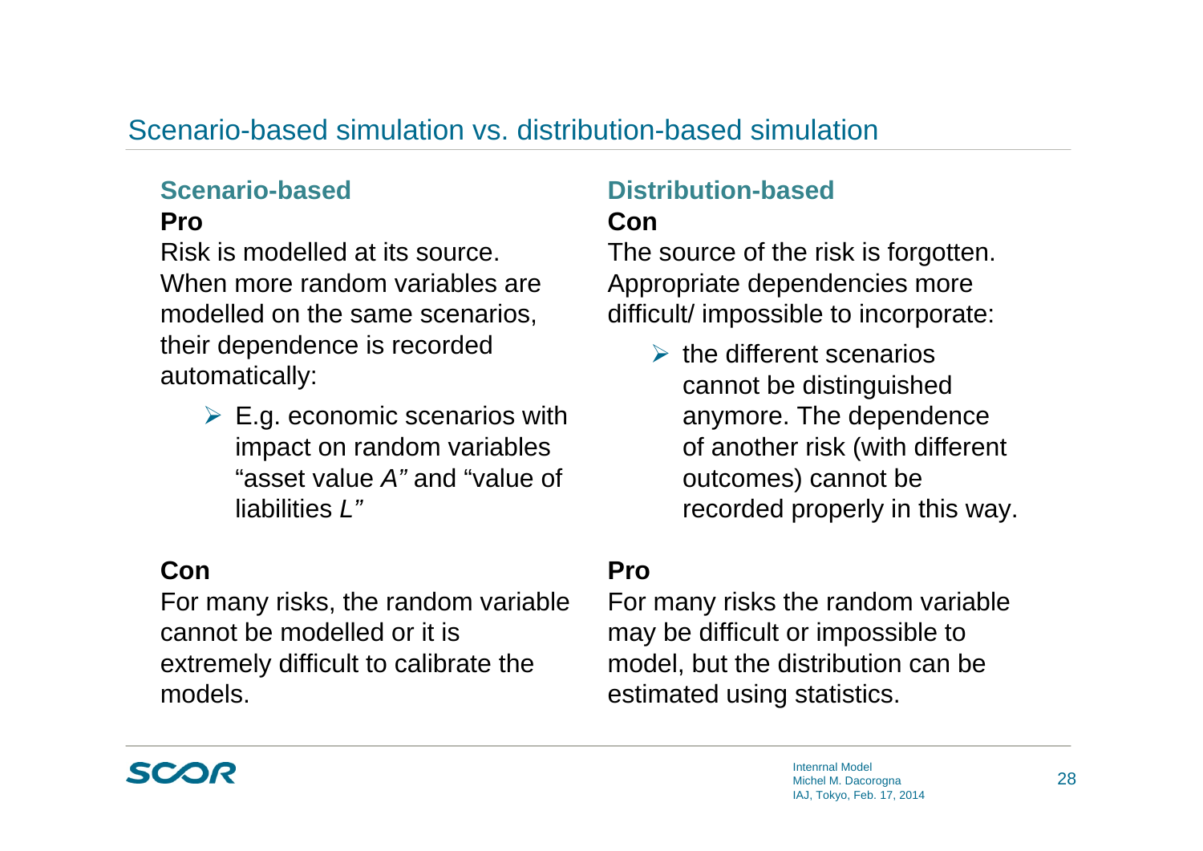# Scenario-based simulation vs. distribution-based simulation

## Scenario-based

**Pro**

Risk is modelled at its source. When more random variables are modelled on the same scenarios, their dependence is recorded automatically:

- E.g. economic scenarios with impact on random variables “asset value *A*” and “value of liabilities *L*”

**Con**

For many risks, the random variable cannot be modelled or it is extremely difficult to calibrate the models.

## Distribution-based

**Con**

The source of the risk is forgotten. Appropriate dependencies more difficult/ impossible to incorporate:

- the different scenarios cannot be distinguished anymore. The dependence of another risk (with different outcomes) cannot be recorded properly in this way.

**Pro**

For many risks the random variable may be difficult or impossible to model, but the distribution can be estimated using statistics.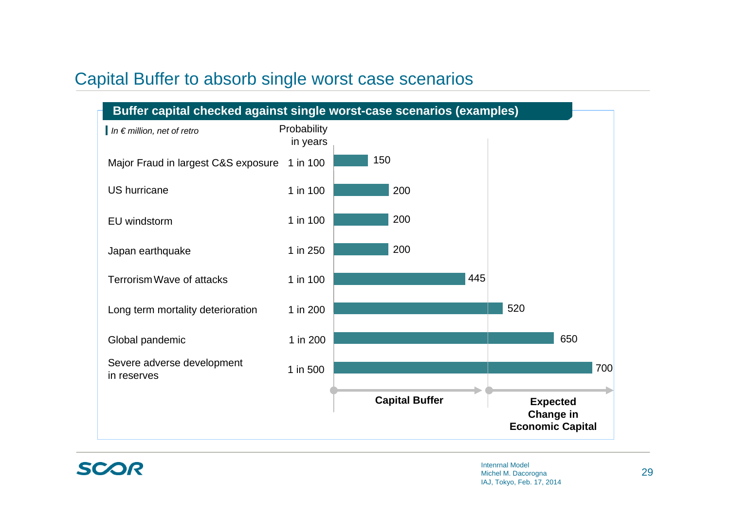# Capital Buffer to absorb single worst case scenarios

## Buffer capital checked against single worst-case scenarios (examples)

*In € million, net of retro*

| Scenario | Probability in years | Amount |
|---|---|---|
| Major Fraud in largest C&S exposure | 1 in 100 | 150 |
| US hurricane | 1 in 100 | 200 |
| EU windstorm | 1 in 100 | 200 |
| Japan earthquake | 1 in 250 | 200 |
| Terrorism Wave of attacks | 1 in 100 | 445 |
| Long term mortality deterioration | 1 in 200 | 520 |
| Global pandemic | 1 in 200 | 650 |
| Severe adverse development in reserves | 1 in 500 | 700 |

**Capital Buffer** → **Expected Change in Economic Capital**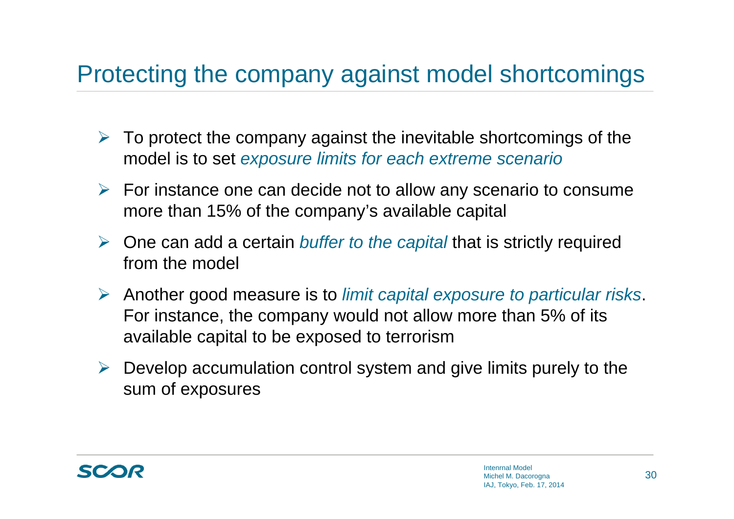# Protecting the company against model shortcomings

- To protect the company against the inevitable shortcomings of the model is to set *exposure limits for each extreme scenario*
- For instance one can decide not to allow any scenario to consume more than 15% of the company's available capital
- One can add a certain *buffer to the capital* that is strictly required from the model
- Another good measure is to *limit capital exposure to particular risks*. For instance, the company would not allow more than 5% of its available capital to be exposed to terrorism
- Develop accumulation control system and give limits purely to the sum of exposures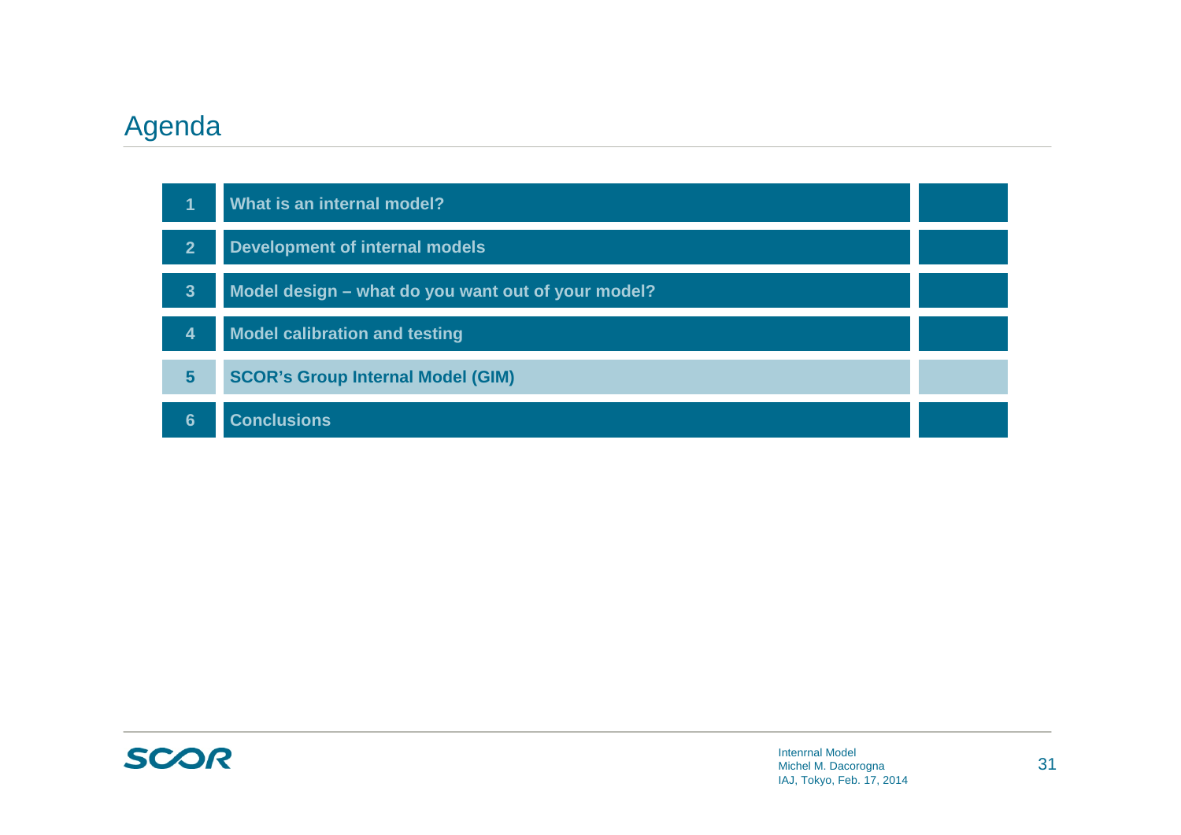# Agenda

1. What is an internal model?
2. Development of internal models
3. Model design – what do you want out of your model?
4. Model calibration and testing
5. **SCOR's Group Internal Model (GIM)**
6. Conclusions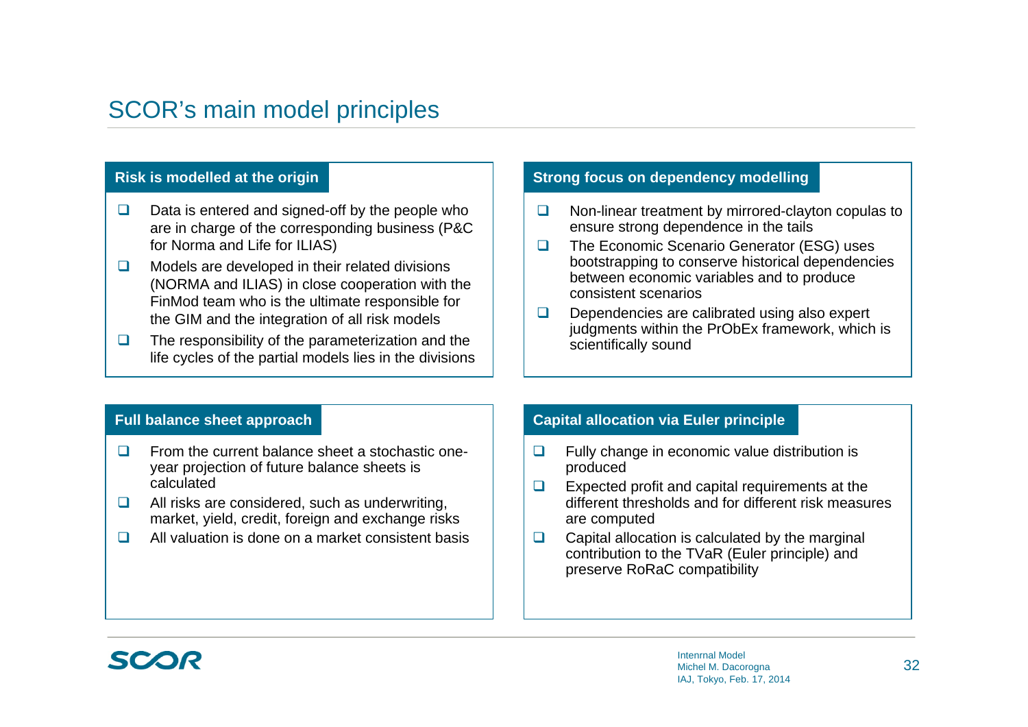# SCOR's main model principles

## Risk is modelled at the origin

- Data is entered and signed-off by the people who are in charge of the corresponding business (P&C for Norma and Life for ILIAS)
- Models are developed in their related divisions (NORMA and ILIAS) in close cooperation with the FinMod team who is the ultimate responsible for the GIM and the integration of all risk models
- The responsibility of the parameterization and the life cycles of the partial models lies in the divisions

## Strong focus on dependency modelling

- Non-linear treatment by mirrored-clayton copulas to ensure strong dependence in the tails
- The Economic Scenario Generator (ESG) uses bootstrapping to conserve historical dependencies between economic variables and to produce consistent scenarios
- Dependencies are calibrated using also expert judgments within the PrObEx framework, which is scientifically sound

## Full balance sheet approach

- From the current balance sheet a stochastic one-year projection of future balance sheets is calculated
- All risks are considered, such as underwriting, market, yield, credit, foreign and exchange risks
- All valuation is done on a market consistent basis

## Capital allocation via Euler principle

- Fully change in economic value distribution is produced
- Expected profit and capital requirements at the different thresholds and for different risk measures are computed
- Capital allocation is calculated by the marginal contribution to the TVaR (Euler principle) and preserve RoRaC compatibility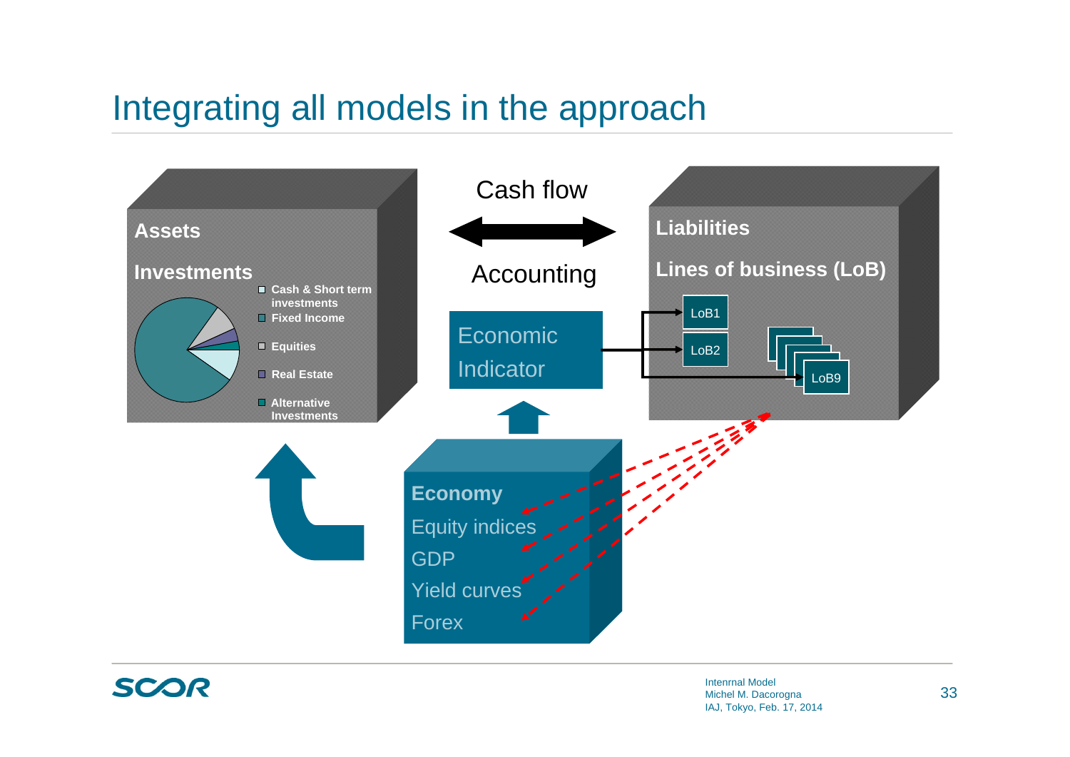# Integrating all models in the approach

Assets

Investments

- Cash & Short term investments
- Fixed Income
- Equities
- Real Estate
- Alternative Investments

Cash flow

Accounting

Economic Indicator

Liabilities

Lines of business (LoB)

LoB1

LoB2

LoB9

Economy

Equity indices

GDP

Yield curves

Forex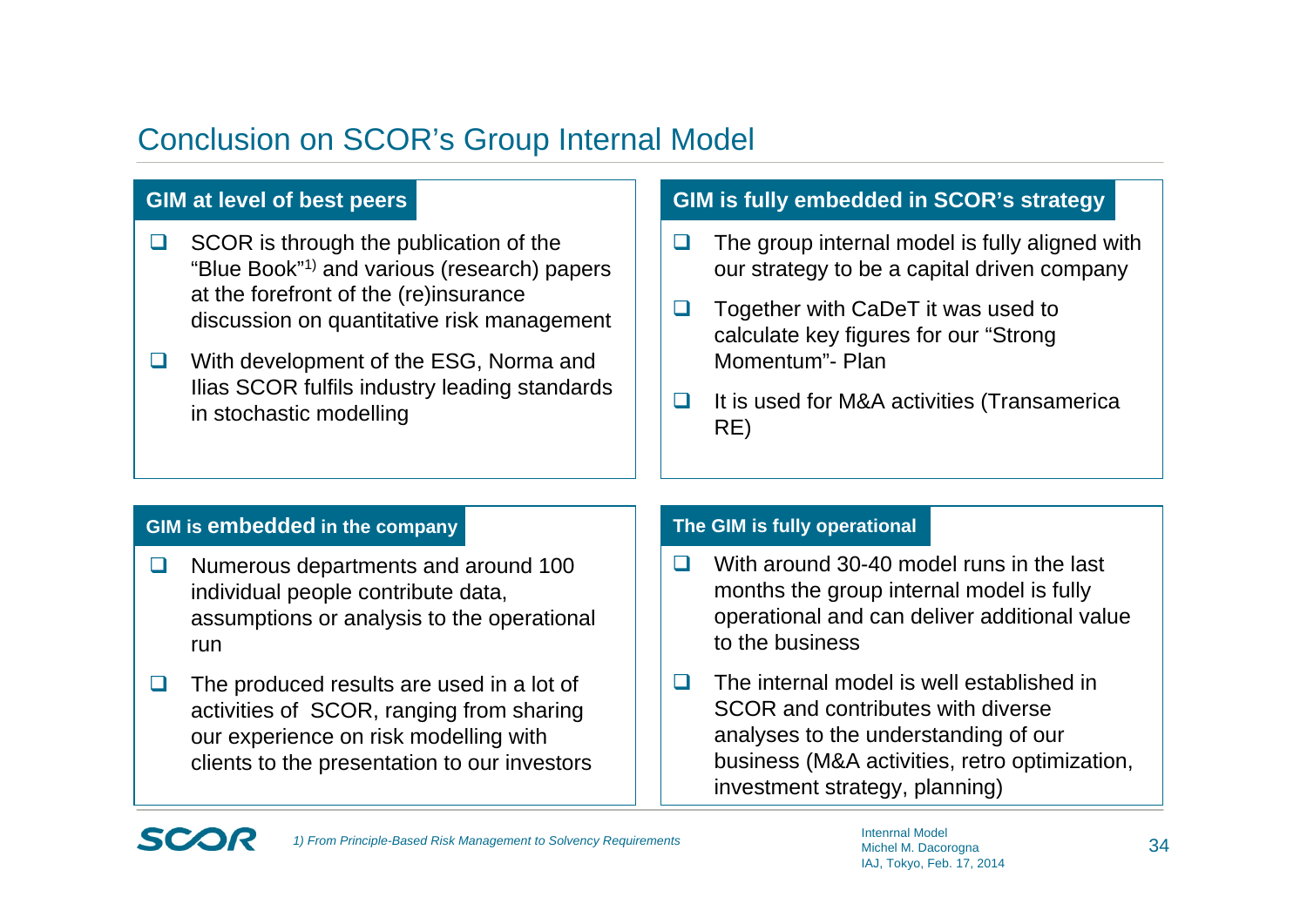# Conclusion on SCOR's Group Internal Model

## GIM at level of best peers

- SCOR is through the publication of the "Blue Book"[1)] and various (research) papers at the forefront of the (re)insurance discussion on quantitative risk management
- With development of the ESG, Norma and Ilias SCOR fulfils industry leading standards in stochastic modelling

## GIM is fully embedded in SCOR's strategy

- The group internal model is fully aligned with our strategy to be a capital driven company
- Together with CaDeT it was used to calculate key figures for our "Strong Momentum"- Plan
- It is used for M&A activities (Transamerica RE)

## GIM is embedded in the company

- Numerous departments and around 100 individual people contribute data, assumptions or analysis to the operational run
- The produced results are used in a lot of activities of SCOR, ranging from sharing our experience on risk modelling with clients to the presentation to our investors

## The GIM is fully operational

- With around 30-40 model runs in the last months the group internal model is fully operational and can deliver additional value to the business
- The internal model is well established in SCOR and contributes with diverse analyses to the understanding of our business (M&A activities, retro optimization, investment strategy, planning)

*1) From Principle-Based Risk Management to Solvency Requirements*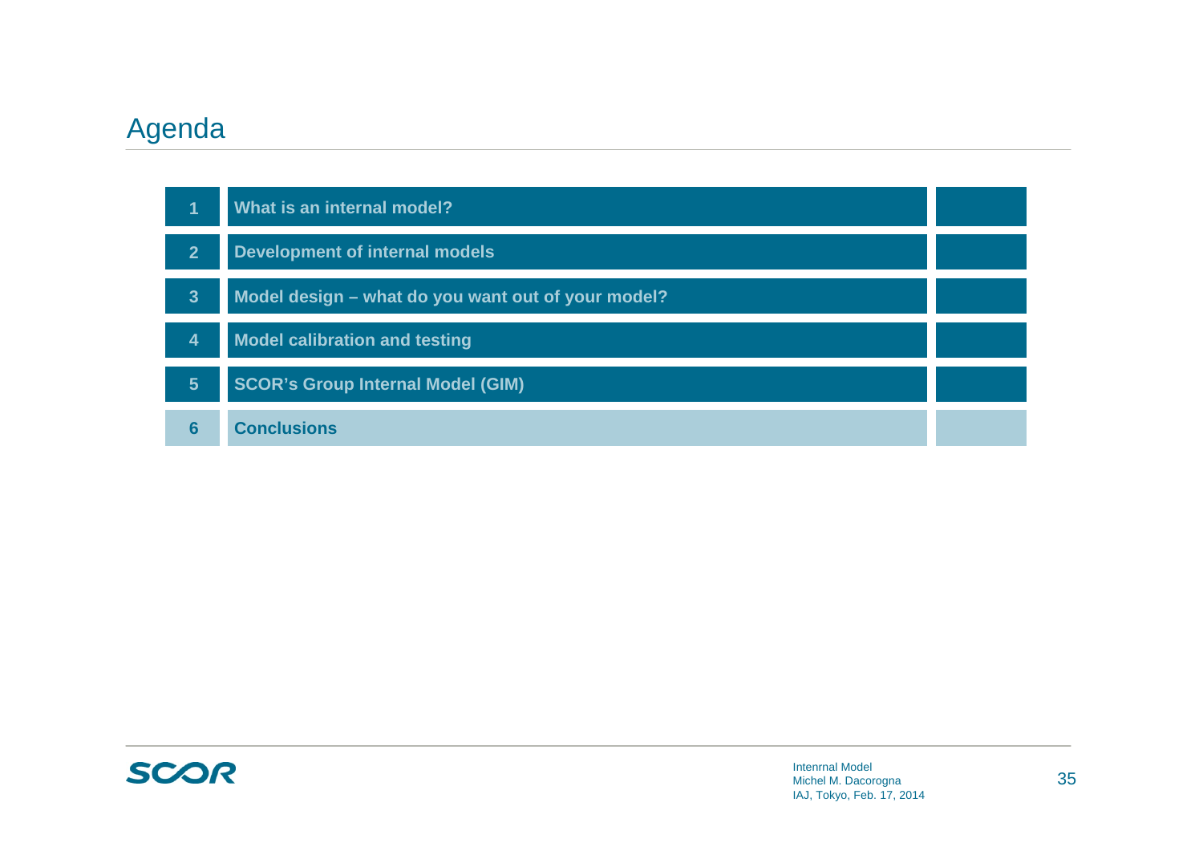# Agenda

1. What is an internal model?
2. Development of internal models
3. Model design – what do you want out of your model?
4. Model calibration and testing
5. SCOR's Group Internal Model (GIM)
6. **Conclusions**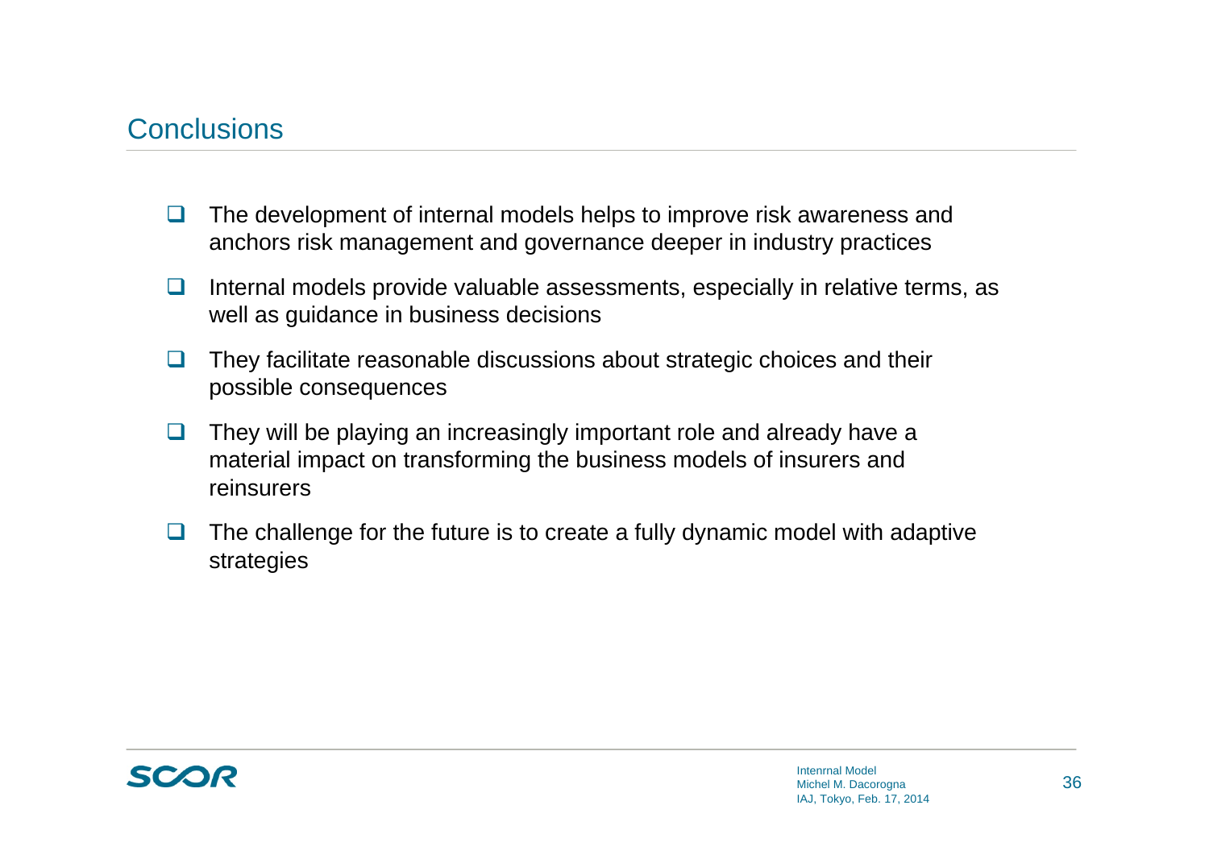## Conclusions

- The development of internal models helps to improve risk awareness and anchors risk management and governance deeper in industry practices
- Internal models provide valuable assessments, especially in relative terms, as well as guidance in business decisions
- They facilitate reasonable discussions about strategic choices and their possible consequences
- They will be playing an increasingly important role and already have a material impact on transforming the business models of insurers and reinsurers
- The challenge for the future is to create a fully dynamic model with adaptive strategies